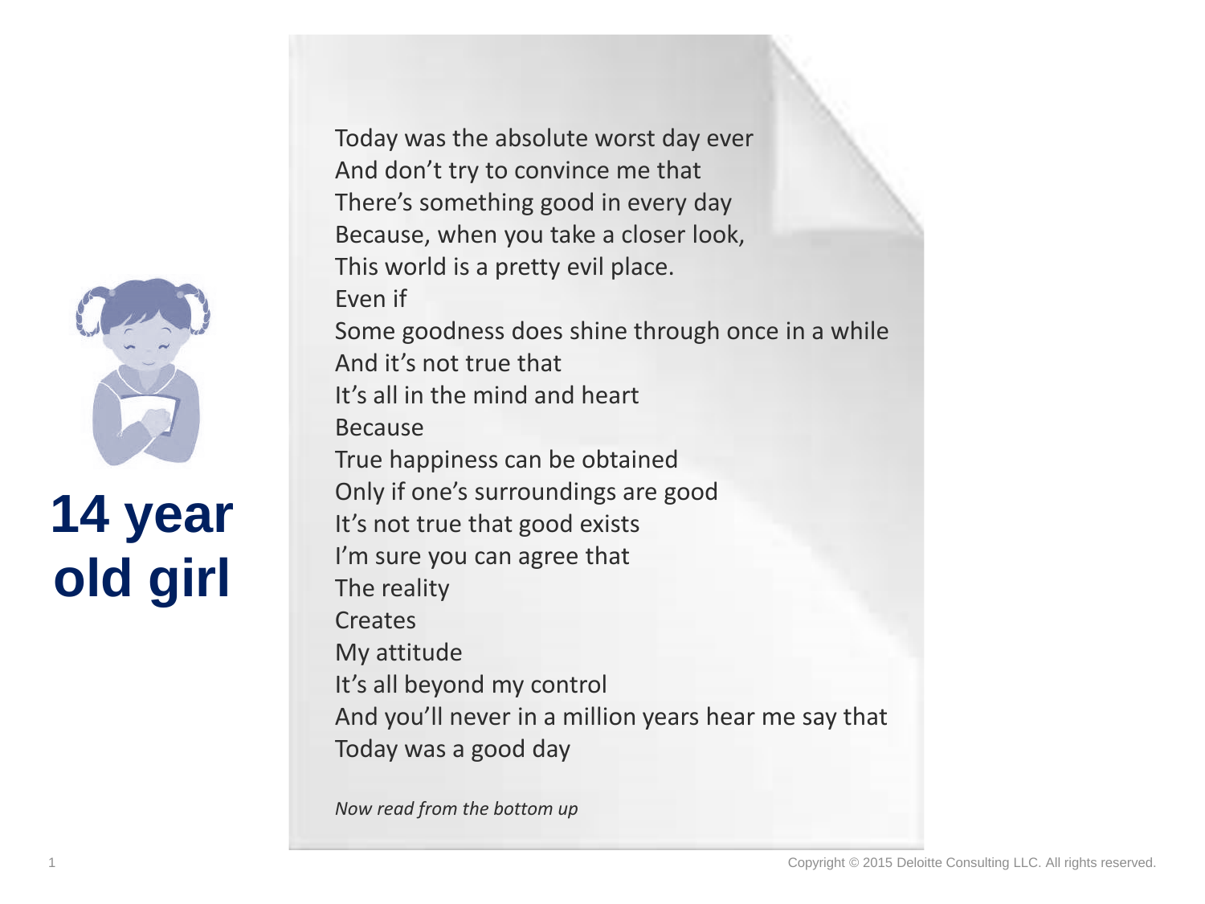# 14 year old girl

Today was the absolute worst day ever  
And don't try to convince me that  
There's something good in every day  
Because, when you take a closer look,  
This world is a pretty evil place.  
Even if  
Some goodness does shine through once in a while  
And it's not true that  
It's all in the mind and heart  
Because  
True happiness can be obtained  
Only if one's surroundings are good  
It's not true that good exists  
I'm sure you can agree that  
The reality  
Creates  
My attitude  
It's all beyond my control  
And you'll never in a million years hear me say that  
Today was a good day

*Now read from the bottom up*

Copyright © 2015 Deloitte Consulting LLC. All rights reserved.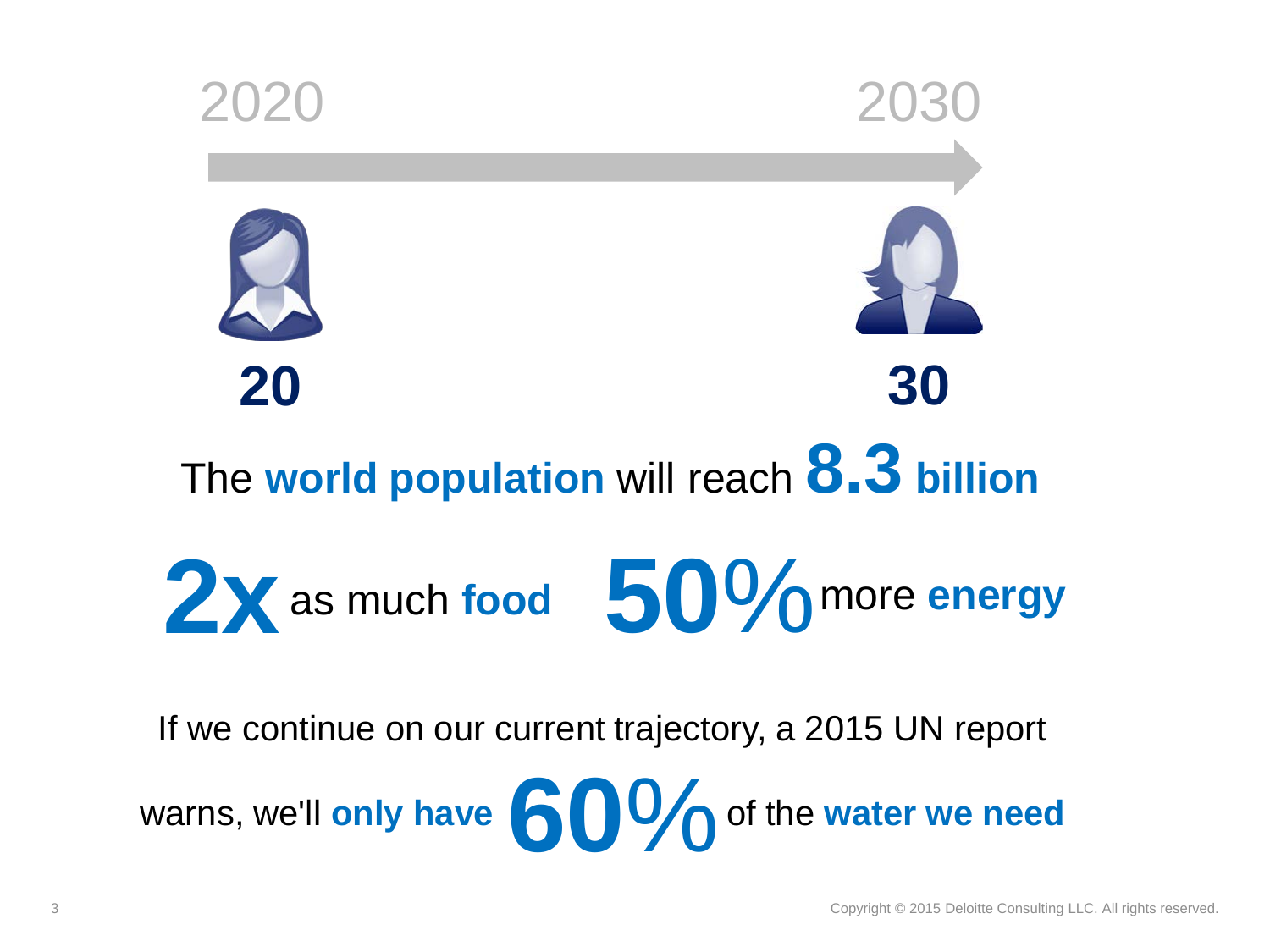2020 → 2030

**20** **30**

The **world population** will reach **8.3 billion**

**2x** as much **food** **50%** more **energy**

If we continue on our current trajectory, a 2015 UN report warns, we'll **only have 60%** of the **water we need**

Copyright © 2015 Deloitte Consulting LLC. All rights reserved.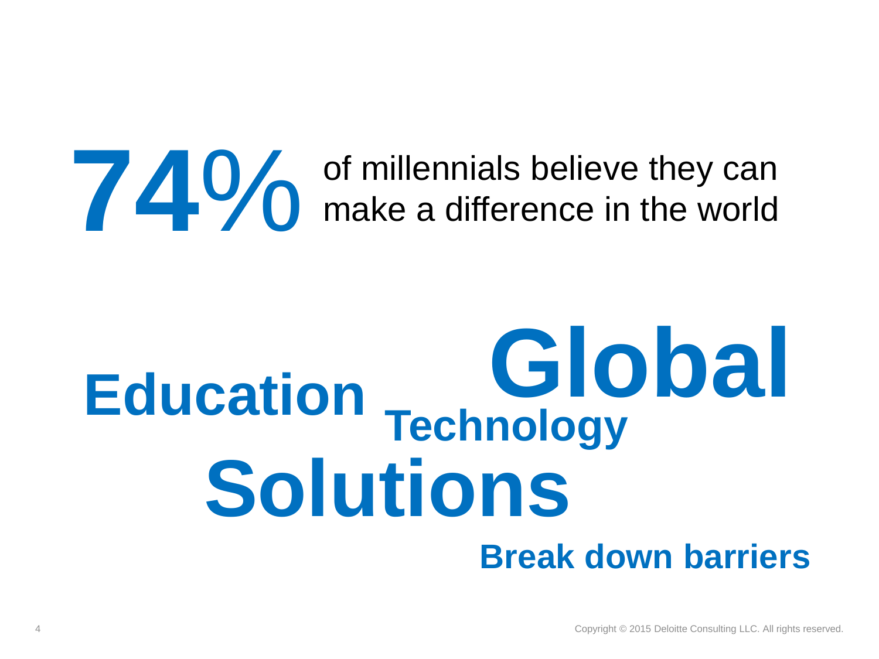**74%** of millennials believe they can make a difference in the world

**Global**

**Education**

**Technology**

**Solutions**

**Break down barriers**

Copyright © 2015 Deloitte Consulting LLC. All rights reserved.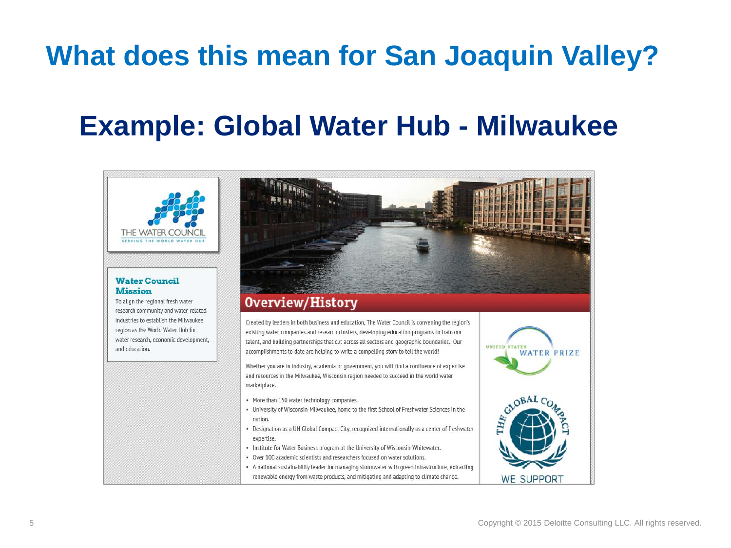# What does this mean for San Joaquin Valley?

## Example: Global Water Hub - Milwaukee

THE WATER COUNCIL
SERVING THE WORLD WATER HUB

**Water Council Mission**

To align the regional fresh water research community and water-related industries to establish the Milwaukee region as the World Water Hub for water research, economic development, and education.

### Overview/History

Created by leaders in both business and education, The Water Council is convening the region's existing water companies and research clusters, developing education programs to train our talent, and building partnerships that cut across all sectors and geographic boundaries. Our accomplishments to date are helping to write a compelling story to tell the world!

Whether you are in industry, academia or government, you will find a confluence of expertise and resources in the Milwaukee, Wisconsin region needed to succeed in the world water marketplace.

- More than 150 water technology companies.
- University of Wisconsin-Milwaukee, home to the first School of Freshwater Sciences in the nation.
- Designation as a UN Global Compact City, recognized internationally as a center of freshwater expertise.
- Institute for Water Business program at the University of Wisconsin-Whitewater.
- Over 100 academic scientists and researchers focused on water solutions.
- A national sustainability leader for managing stormwater with green infrastructure, extracting renewable energy from waste products, and mitigating and adapting to climate change.

UNITED STATES WATER PRIZE

THE GLOBAL COMPACT
WE SUPPORT

Copyright © 2015 Deloitte Consulting LLC. All rights reserved.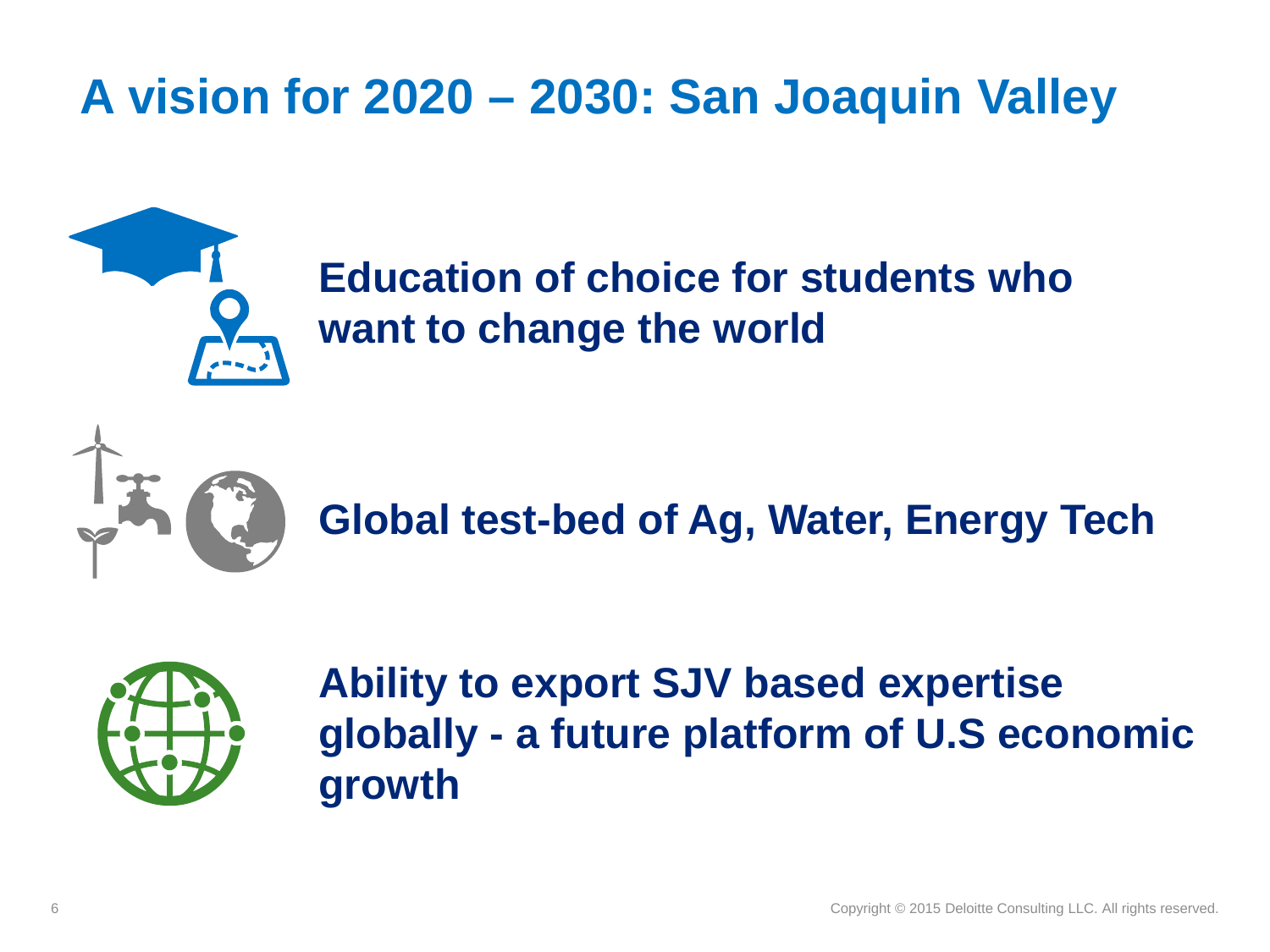# A vision for 2020 – 2030: San Joaquin Valley

**Education of choice for students who want to change the world**

**Global test-bed of Ag, Water, Energy Tech**

**Ability to export SJV based expertise globally - a future platform of U.S economic growth**

Copyright © 2015 Deloitte Consulting LLC. All rights reserved.